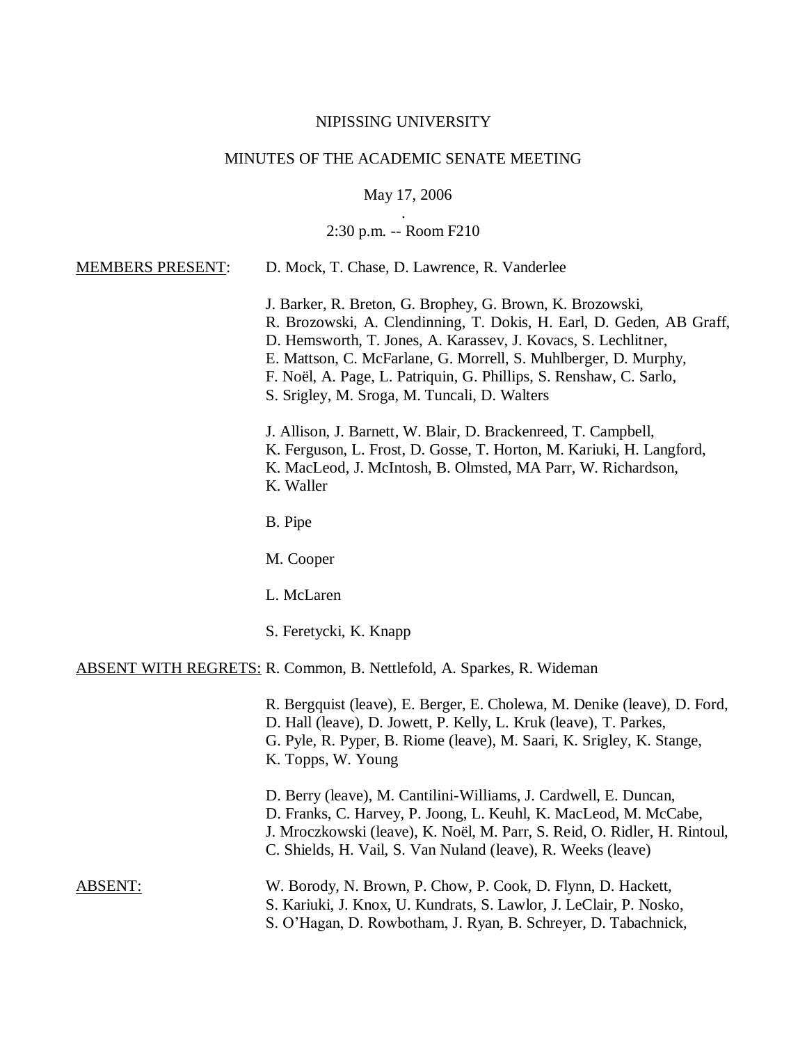NIPISSING UNIVERSITY

MINUTES OF THE ACADEMIC SENATE MEETING

May 17, 2006

2:30 p.m. -- Room F210

MEMBERS PRESENT: D. Mock, T. Chase, D. Lawrence, R. Vanderlee

J. Barker, R. Breton, G. Brophey, G. Brown, K. Brozowski, R. Brozowski, A. Clendinning, T. Dokis, H. Earl, D. Geden, AB Graff, D. Hemsworth, T. Jones, A. Karassev, J. Kovacs, S. Lechlitner, E. Mattson, C. McFarlane, G. Morrell, S. Muhlberger, D. Murphy, F. Noël, A. Page, L. Patriquin, G. Phillips, S. Renshaw, C. Sarlo, S. Srigley, M. Sroga, M. Tuncali, D. Walters

J. Allison, J. Barnett, W. Blair, D. Brackenreed, T. Campbell, K. Ferguson, L. Frost, D. Gosse, T. Horton, M. Kariuki, H. Langford, K. MacLeod, J. McIntosh, B. Olmsted, MA Parr, W. Richardson, K. Waller

B. Pipe

M. Cooper

L. McLaren

S. Feretycki, K. Knapp

ABSENT WITH REGRETS: R. Common, B. Nettlefold, A. Sparkes, R. Wideman

R. Bergquist (leave), E. Berger, E. Cholewa, M. Denike (leave), D. Ford, D. Hall (leave), D. Jowett, P. Kelly, L. Kruk (leave), T. Parkes, G. Pyle, R. Pyper, B. Riome (leave), M. Saari, K. Srigley, K. Stange, K. Topps, W. Young

D. Berry (leave), M. Cantilini-Williams, J. Cardwell, E. Duncan, D. Franks, C. Harvey, P. Joong, L. Keuhl, K. MacLeod, M. McCabe, J. Mroczkowski (leave), K. Noël, M. Parr, S. Reid, O. Ridler, H. Rintoul, C. Shields, H. Vail, S. Van Nuland (leave), R. Weeks (leave)

ABSENT: W. Borody, N. Brown, P. Chow, P. Cook, D. Flynn, D. Hackett, S. Kariuki, J. Knox, U. Kundrats, S. Lawlor, J. LeClair, P. Nosko, S. O'Hagan, D. Rowbotham, J. Ryan, B. Schreyer, D. Tabachnick,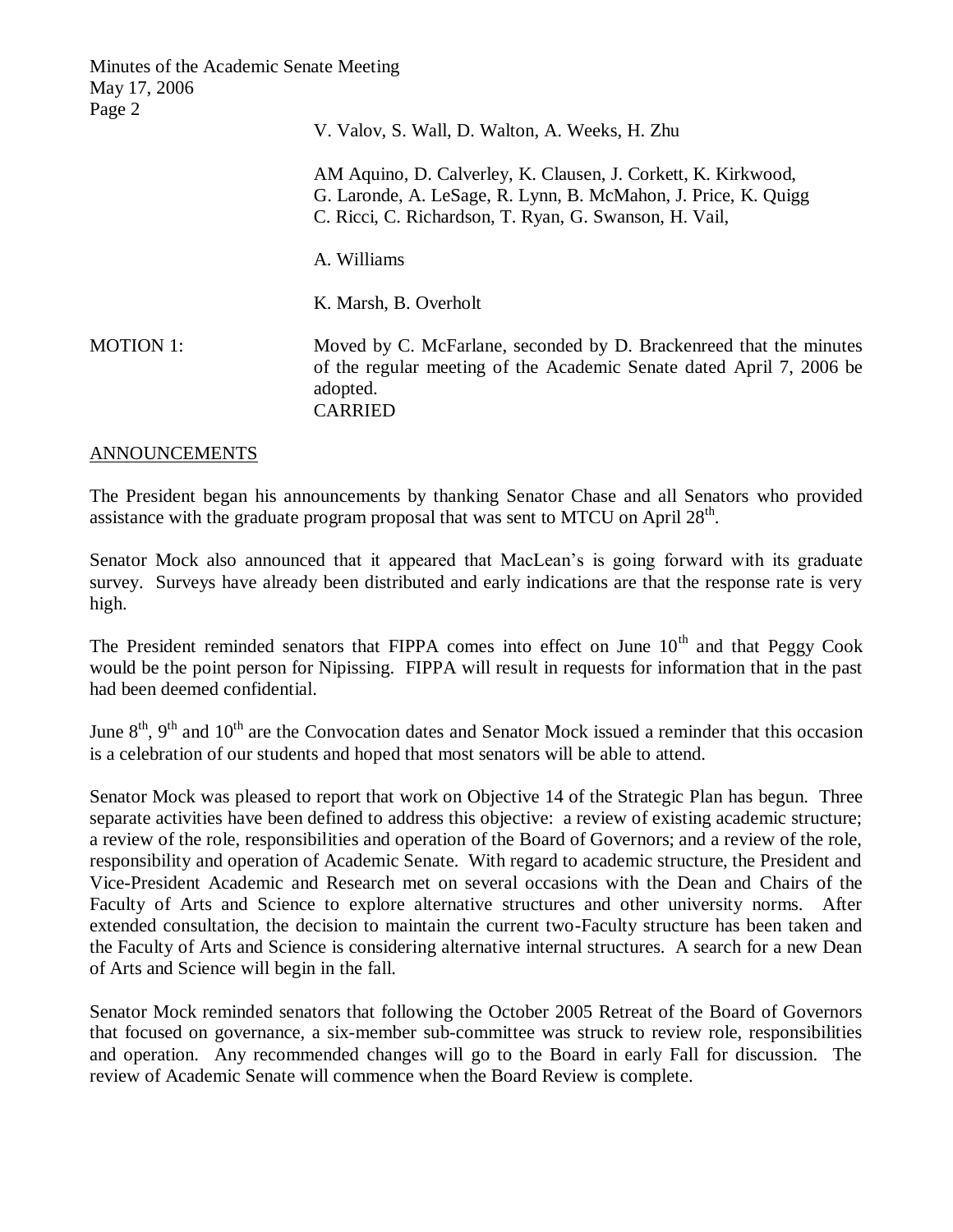V. Valov, S. Wall, D. Walton, A. Weeks, H. Zhu

AM Aquino, D. Calverley, K. Clausen, J. Corkett, K. Kirkwood, G. Laronde, A. LeSage, R. Lynn, B. McMahon, J. Price, K. Quigg C. Ricci, C. Richardson, T. Ryan, G. Swanson, H. Vail,

A. Williams

K. Marsh, B. Overholt

MOTION 1: Moved by C. McFarlane, seconded by D. Brackenreed that the minutes of the regular meeting of the Academic Senate dated April 7, 2006 be adopted.
CARRIED

## ANNOUNCEMENTS

The President began his announcements by thanking Senator Chase and all Senators who provided assistance with the graduate program proposal that was sent to MTCU on April 28th.

Senator Mock also announced that it appeared that MacLean's is going forward with its graduate survey. Surveys have already been distributed and early indications are that the response rate is very high.

The President reminded senators that FIPPA comes into effect on June 10th and that Peggy Cook would be the point person for Nipissing. FIPPA will result in requests for information that in the past had been deemed confidential.

June 8th, 9th and 10th are the Convocation dates and Senator Mock issued a reminder that this occasion is a celebration of our students and hoped that most senators will be able to attend.

Senator Mock was pleased to report that work on Objective 14 of the Strategic Plan has begun. Three separate activities have been defined to address this objective: a review of existing academic structure; a review of the role, responsibilities and operation of the Board of Governors; and a review of the role, responsibility and operation of Academic Senate. With regard to academic structure, the President and Vice-President Academic and Research met on several occasions with the Dean and Chairs of the Faculty of Arts and Science to explore alternative structures and other university norms. After extended consultation, the decision to maintain the current two-Faculty structure has been taken and the Faculty of Arts and Science is considering alternative internal structures. A search for a new Dean of Arts and Science will begin in the fall.

Senator Mock reminded senators that following the October 2005 Retreat of the Board of Governors that focused on governance, a six-member sub-committee was struck to review role, responsibilities and operation. Any recommended changes will go to the Board in early Fall for discussion. The review of Academic Senate will commence when the Board Review is complete.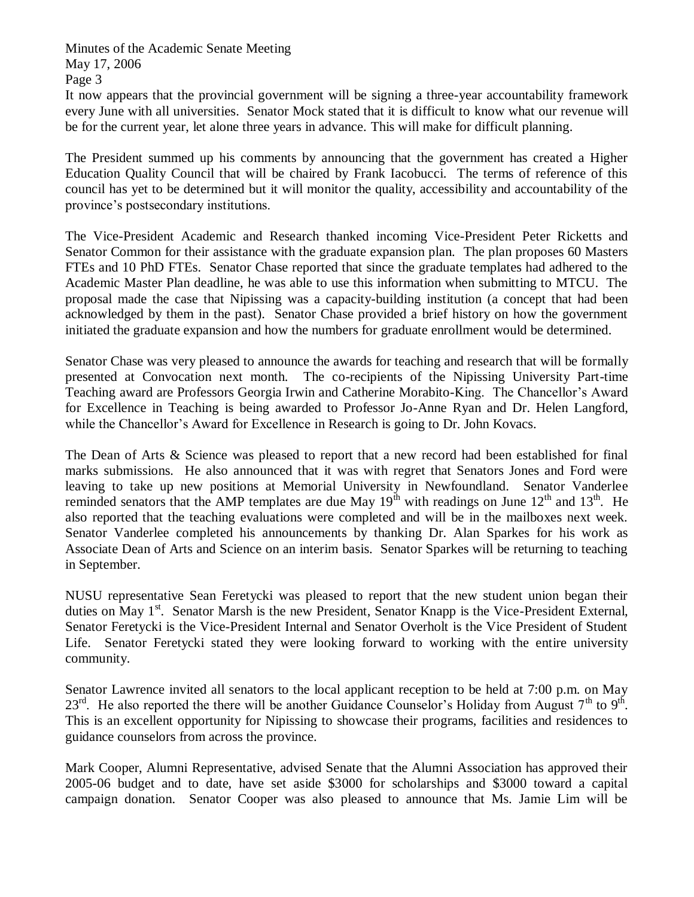It now appears that the provincial government will be signing a three-year accountability framework every June with all universities. Senator Mock stated that it is difficult to know what our revenue will be for the current year, let alone three years in advance. This will make for difficult planning.

The President summed up his comments by announcing that the government has created a Higher Education Quality Council that will be chaired by Frank Iacobucci. The terms of reference of this council has yet to be determined but it will monitor the quality, accessibility and accountability of the province's postsecondary institutions.

The Vice-President Academic and Research thanked incoming Vice-President Peter Ricketts and Senator Common for their assistance with the graduate expansion plan. The plan proposes 60 Masters FTEs and 10 PhD FTEs. Senator Chase reported that since the graduate templates had adhered to the Academic Master Plan deadline, he was able to use this information when submitting to MTCU. The proposal made the case that Nipissing was a capacity-building institution (a concept that had been acknowledged by them in the past). Senator Chase provided a brief history on how the government initiated the graduate expansion and how the numbers for graduate enrollment would be determined.

Senator Chase was very pleased to announce the awards for teaching and research that will be formally presented at Convocation next month. The co-recipients of the Nipissing University Part-time Teaching award are Professors Georgia Irwin and Catherine Morabito-King. The Chancellor's Award for Excellence in Teaching is being awarded to Professor Jo-Anne Ryan and Dr. Helen Langford, while the Chancellor's Award for Excellence in Research is going to Dr. John Kovacs.

The Dean of Arts & Science was pleased to report that a new record had been established for final marks submissions. He also announced that it was with regret that Senators Jones and Ford were leaving to take up new positions at Memorial University in Newfoundland. Senator Vanderlee reminded senators that the AMP templates are due May 19th with readings on June 12th and 13th. He also reported that the teaching evaluations were completed and will be in the mailboxes next week. Senator Vanderlee completed his announcements by thanking Dr. Alan Sparkes for his work as Associate Dean of Arts and Science on an interim basis. Senator Sparkes will be returning to teaching in September.

NUSU representative Sean Feretycki was pleased to report that the new student union began their duties on May 1st. Senator Marsh is the new President, Senator Knapp is the Vice-President External, Senator Feretycki is the Vice-President Internal and Senator Overholt is the Vice President of Student Life. Senator Feretycki stated they were looking forward to working with the entire university community.

Senator Lawrence invited all senators to the local applicant reception to be held at 7:00 p.m. on May 23rd. He also reported the there will be another Guidance Counselor's Holiday from August 7th to 9th. This is an excellent opportunity for Nipissing to showcase their programs, facilities and residences to guidance counselors from across the province.

Mark Cooper, Alumni Representative, advised Senate that the Alumni Association has approved their 2005-06 budget and to date, have set aside $3000 for scholarships and $3000 toward a capital campaign donation. Senator Cooper was also pleased to announce that Ms. Jamie Lim will be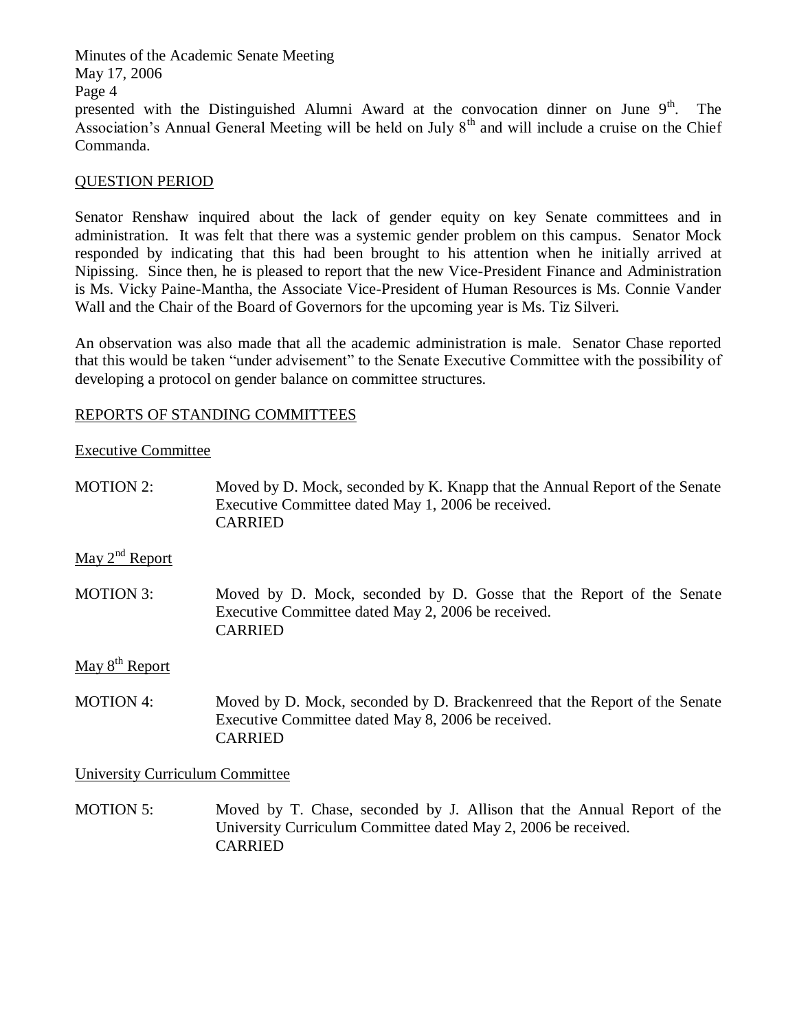presented with the Distinguished Alumni Award at the convocation dinner on June 9th. The Association's Annual General Meeting will be held on July 8th and will include a cruise on the Chief Commanda.

QUESTION PERIOD

Senator Renshaw inquired about the lack of gender equity on key Senate committees and in administration. It was felt that there was a systemic gender problem on this campus. Senator Mock responded by indicating that this had been brought to his attention when he initially arrived at Nipissing. Since then, he is pleased to report that the new Vice-President Finance and Administration is Ms. Vicky Paine-Mantha, the Associate Vice-President of Human Resources is Ms. Connie Vander Wall and the Chair of the Board of Governors for the upcoming year is Ms. Tiz Silveri.

An observation was also made that all the academic administration is male. Senator Chase reported that this would be taken "under advisement" to the Senate Executive Committee with the possibility of developing a protocol on gender balance on committee structures.

REPORTS OF STANDING COMMITTEES

Executive Committee

MOTION 2: Moved by D. Mock, seconded by K. Knapp that the Annual Report of the Senate Executive Committee dated May 1, 2006 be received.
CARRIED

May 2nd Report

MOTION 3: Moved by D. Mock, seconded by D. Gosse that the Report of the Senate Executive Committee dated May 2, 2006 be received.
CARRIED

May 8th Report

MOTION 4: Moved by D. Mock, seconded by D. Brackenreed that the Report of the Senate Executive Committee dated May 8, 2006 be received.
CARRIED

University Curriculum Committee

MOTION 5: Moved by T. Chase, seconded by J. Allison that the Annual Report of the University Curriculum Committee dated May 2, 2006 be received.
CARRIED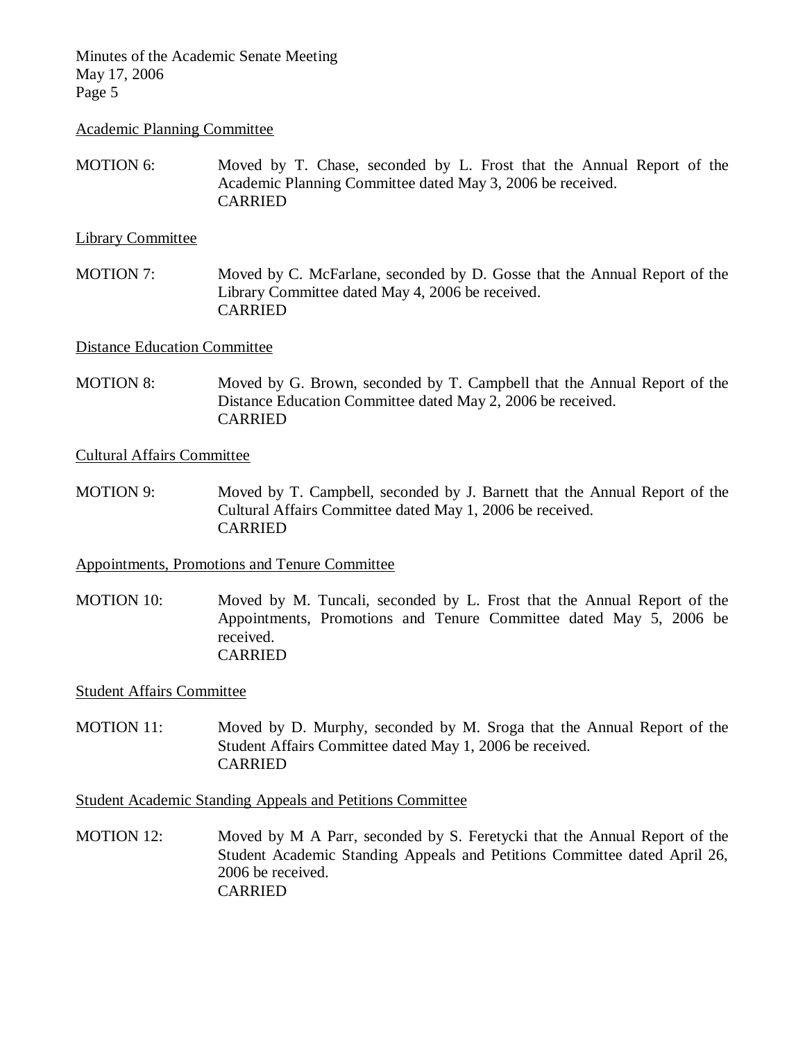Academic Planning Committee

MOTION 6: Moved by T. Chase, seconded by L. Frost that the Annual Report of the Academic Planning Committee dated May 3, 2006 be received.
CARRIED

Library Committee

MOTION 7: Moved by C. McFarlane, seconded by D. Gosse that the Annual Report of the Library Committee dated May 4, 2006 be received.
CARRIED

Distance Education Committee

MOTION 8: Moved by G. Brown, seconded by T. Campbell that the Annual Report of the Distance Education Committee dated May 2, 2006 be received.
CARRIED

Cultural Affairs Committee

MOTION 9: Moved by T. Campbell, seconded by J. Barnett that the Annual Report of the Cultural Affairs Committee dated May 1, 2006 be received.
CARRIED

Appointments, Promotions and Tenure Committee

MOTION 10: Moved by M. Tuncali, seconded by L. Frost that the Annual Report of the Appointments, Promotions and Tenure Committee dated May 5, 2006 be received.
CARRIED

Student Affairs Committee

MOTION 11: Moved by D. Murphy, seconded by M. Sroga that the Annual Report of the Student Affairs Committee dated May 1, 2006 be received.
CARRIED

Student Academic Standing Appeals and Petitions Committee

MOTION 12: Moved by M A Parr, seconded by S. Feretycki that the Annual Report of the Student Academic Standing Appeals and Petitions Committee dated April 26, 2006 be received.
CARRIED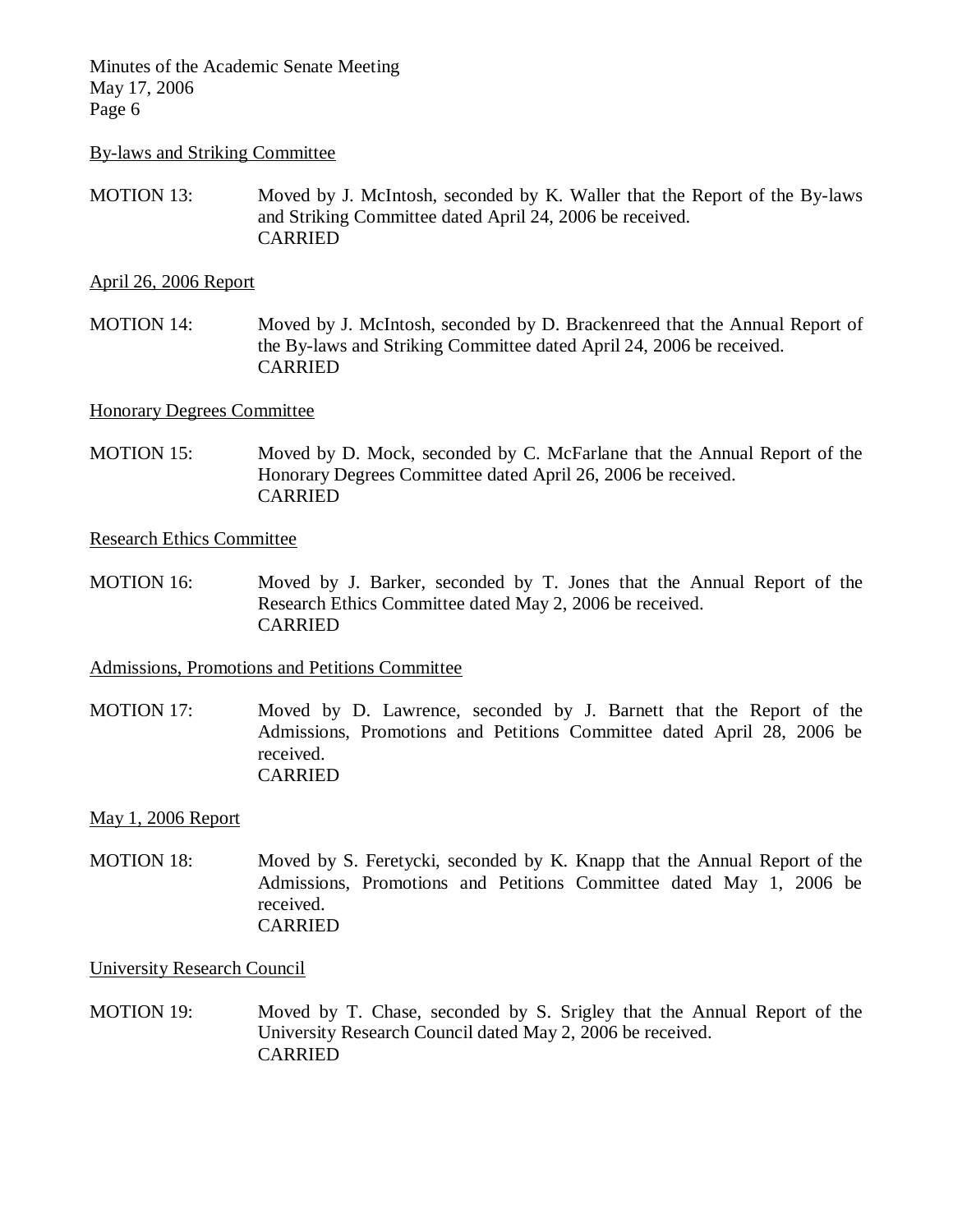By-laws and Striking Committee

MOTION 13: Moved by J. McIntosh, seconded by K. Waller that the Report of the By-laws and Striking Committee dated April 24, 2006 be received.
CARRIED

April 26, 2006 Report

MOTION 14: Moved by J. McIntosh, seconded by D. Brackenreed that the Annual Report of the By-laws and Striking Committee dated April 24, 2006 be received.
CARRIED

Honorary Degrees Committee

MOTION 15: Moved by D. Mock, seconded by C. McFarlane that the Annual Report of the Honorary Degrees Committee dated April 26, 2006 be received.
CARRIED

Research Ethics Committee

MOTION 16: Moved by J. Barker, seconded by T. Jones that the Annual Report of the Research Ethics Committee dated May 2, 2006 be received.
CARRIED

Admissions, Promotions and Petitions Committee

MOTION 17: Moved by D. Lawrence, seconded by J. Barnett that the Report of the Admissions, Promotions and Petitions Committee dated April 28, 2006 be received.
CARRIED

May 1, 2006 Report

MOTION 18: Moved by S. Feretycki, seconded by K. Knapp that the Annual Report of the Admissions, Promotions and Petitions Committee dated May 1, 2006 be received.
CARRIED

University Research Council

MOTION 19: Moved by T. Chase, seconded by S. Srigley that the Annual Report of the University Research Council dated May 2, 2006 be received.
CARRIED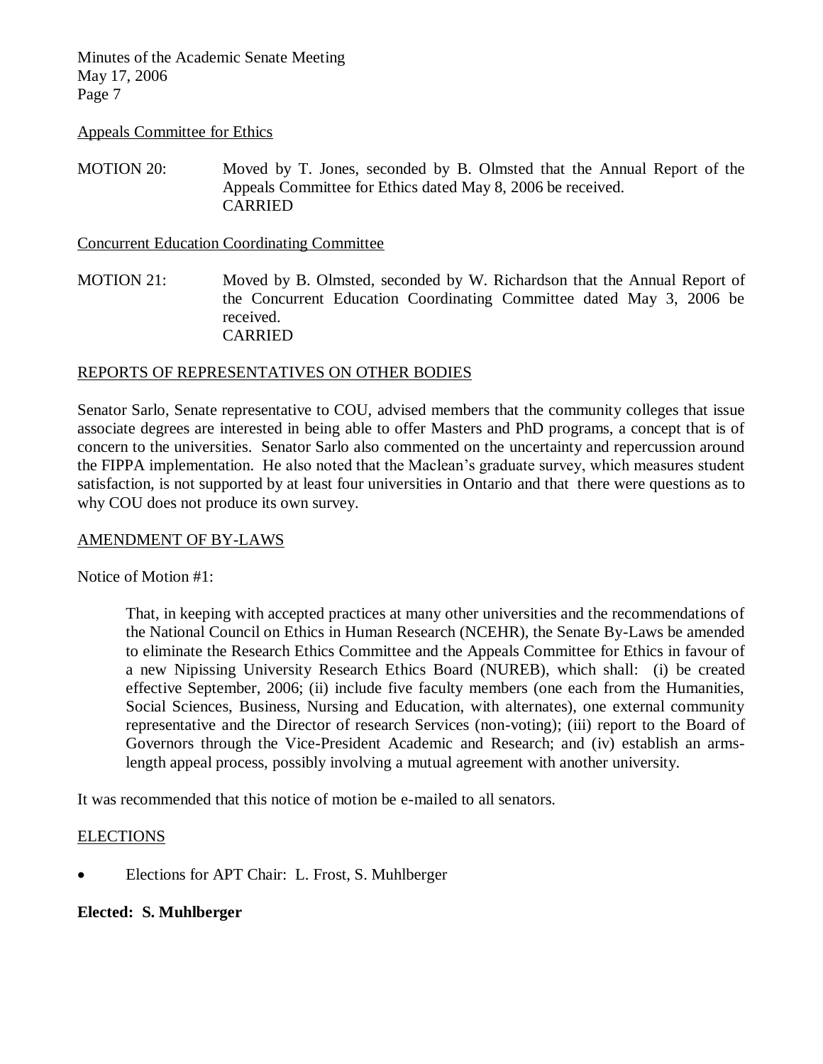Appeals Committee for Ethics

MOTION 20: Moved by T. Jones, seconded by B. Olmsted that the Annual Report of the Appeals Committee for Ethics dated May 8, 2006 be received.
CARRIED

Concurrent Education Coordinating Committee

MOTION 21: Moved by B. Olmsted, seconded by W. Richardson that the Annual Report of the Concurrent Education Coordinating Committee dated May 3, 2006 be received.
CARRIED

## REPORTS OF REPRESENTATIVES ON OTHER BODIES

Senator Sarlo, Senate representative to COU, advised members that the community colleges that issue associate degrees are interested in being able to offer Masters and PhD programs, a concept that is of concern to the universities. Senator Sarlo also commented on the uncertainty and repercussion around the FIPPA implementation. He also noted that the Maclean's graduate survey, which measures student satisfaction, is not supported by at least four universities in Ontario and that there were questions as to why COU does not produce its own survey.

## AMENDMENT OF BY-LAWS

Notice of Motion #1:

> That, in keeping with accepted practices at many other universities and the recommendations of the National Council on Ethics in Human Research (NCEHR), the Senate By-Laws be amended to eliminate the Research Ethics Committee and the Appeals Committee for Ethics in favour of a new Nipissing University Research Ethics Board (NUREB), which shall: (i) be created effective September, 2006; (ii) include five faculty members (one each from the Humanities, Social Sciences, Business, Nursing and Education, with alternates), one external community representative and the Director of research Services (non-voting); (iii) report to the Board of Governors through the Vice-President Academic and Research; and (iv) establish an arms-length appeal process, possibly involving a mutual agreement with another university.

It was recommended that this notice of motion be e-mailed to all senators.

## ELECTIONS

- Elections for APT Chair: L. Frost, S. Muhlberger

**Elected: S. Muhlberger**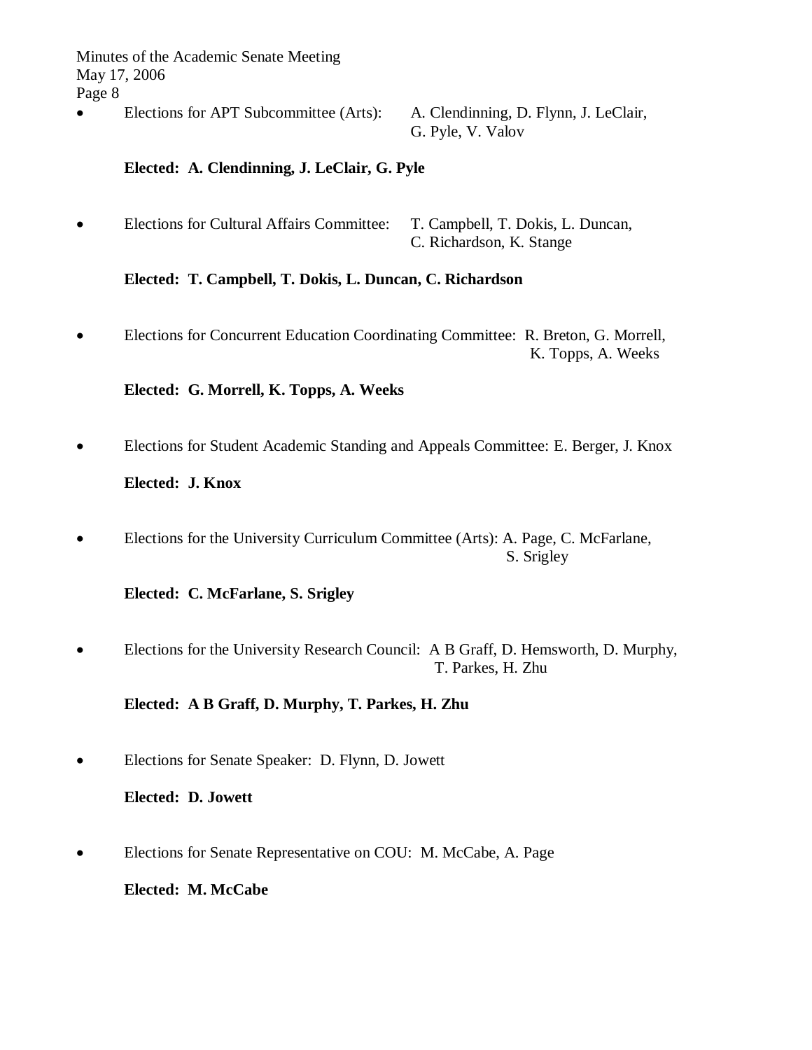- Elections for APT Subcommittee (Arts): A. Clendinning, D. Flynn, J. LeClair, G. Pyle, V. Valov

  **Elected: A. Clendinning, J. LeClair, G. Pyle**

- Elections for Cultural Affairs Committee: T. Campbell, T. Dokis, L. Duncan, C. Richardson, K. Stange

  **Elected: T. Campbell, T. Dokis, L. Duncan, C. Richardson**

- Elections for Concurrent Education Coordinating Committee: R. Breton, G. Morrell, K. Topps, A. Weeks

  **Elected: G. Morrell, K. Topps, A. Weeks**

- Elections for Student Academic Standing and Appeals Committee: E. Berger, J. Knox

  **Elected: J. Knox**

- Elections for the University Curriculum Committee (Arts): A. Page, C. McFarlane, S. Srigley

  **Elected: C. McFarlane, S. Srigley**

- Elections for the University Research Council: A B Graff, D. Hemsworth, D. Murphy, T. Parkes, H. Zhu

  **Elected: A B Graff, D. Murphy, T. Parkes, H. Zhu**

- Elections for Senate Speaker: D. Flynn, D. Jowett

  **Elected: D. Jowett**

- Elections for Senate Representative on COU: M. McCabe, A. Page

  **Elected: M. McCabe**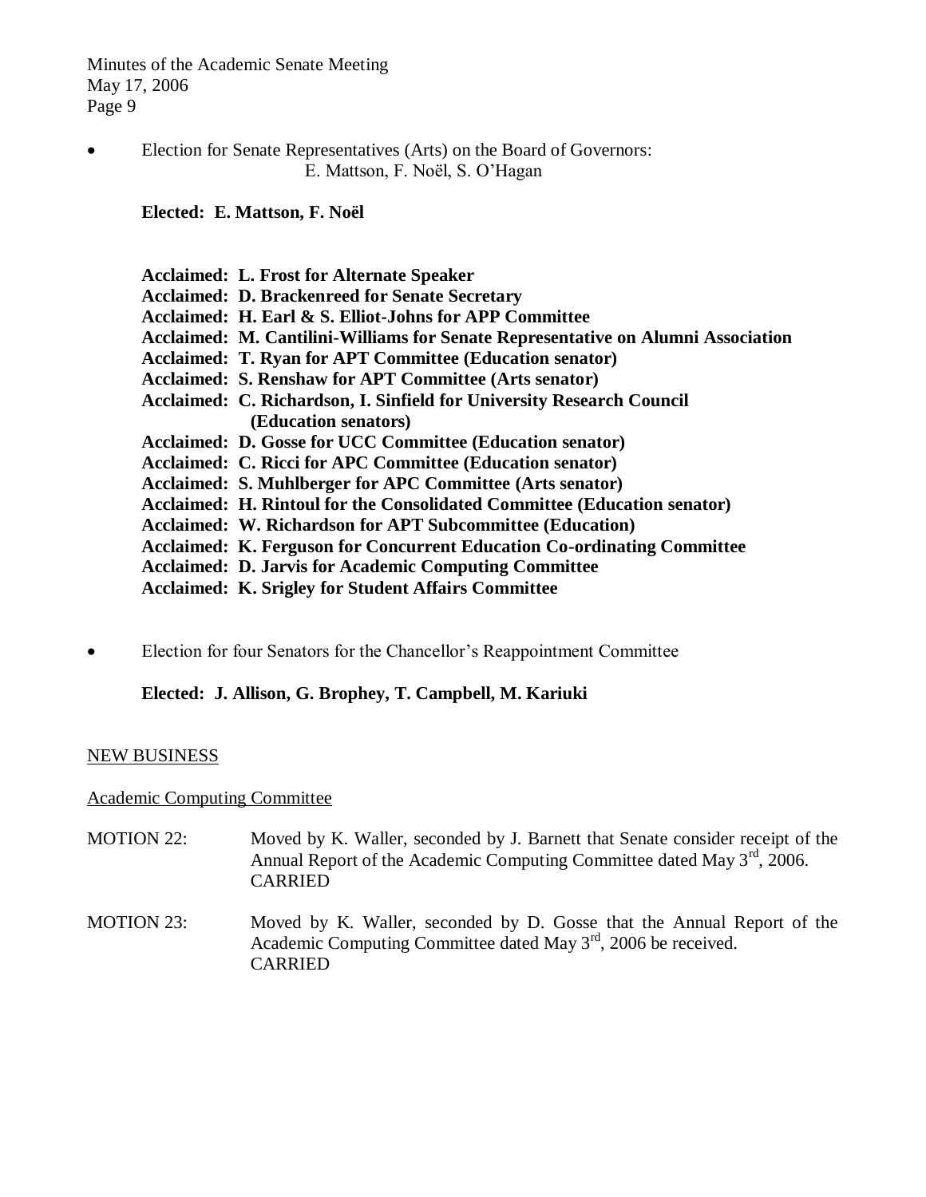- Election for Senate Representatives (Arts) on the Board of Governors:
  E. Mattson, F. Noël, S. O'Hagan

  **Elected: E. Mattson, F. Noël**

  **Acclaimed: L. Frost for Alternate Speaker**
  **Acclaimed: D. Brackenreed for Senate Secretary**
  **Acclaimed: H. Earl & S. Elliot-Johns for APP Committee**
  **Acclaimed: M. Cantilini-Williams for Senate Representative on Alumni Association**
  **Acclaimed: T. Ryan for APT Committee (Education senator)**
  **Acclaimed: S. Renshaw for APT Committee (Arts senator)**
  **Acclaimed: C. Richardson, I. Sinfield for University Research Council (Education senators)**
  **Acclaimed: D. Gosse for UCC Committee (Education senator)**
  **Acclaimed: C. Ricci for APC Committee (Education senator)**
  **Acclaimed: S. Muhlberger for APC Committee (Arts senator)**
  **Acclaimed: H. Rintoul for the Consolidated Committee (Education senator)**
  **Acclaimed: W. Richardson for APT Subcommittee (Education)**
  **Acclaimed: K. Ferguson for Concurrent Education Co-ordinating Committee**
  **Acclaimed: D. Jarvis for Academic Computing Committee**
  **Acclaimed: K. Srigley for Student Affairs Committee**

- Election for four Senators for the Chancellor's Reappointment Committee

  **Elected: J. Allison, G. Brophey, T. Campbell, M. Kariuki**

## NEW BUSINESS

### Academic Computing Committee

MOTION 22: Moved by K. Waller, seconded by J. Barnett that Senate consider receipt of the Annual Report of the Academic Computing Committee dated May 3rd, 2006.
CARRIED

MOTION 23: Moved by K. Waller, seconded by D. Gosse that the Annual Report of the Academic Computing Committee dated May 3rd, 2006 be received.
CARRIED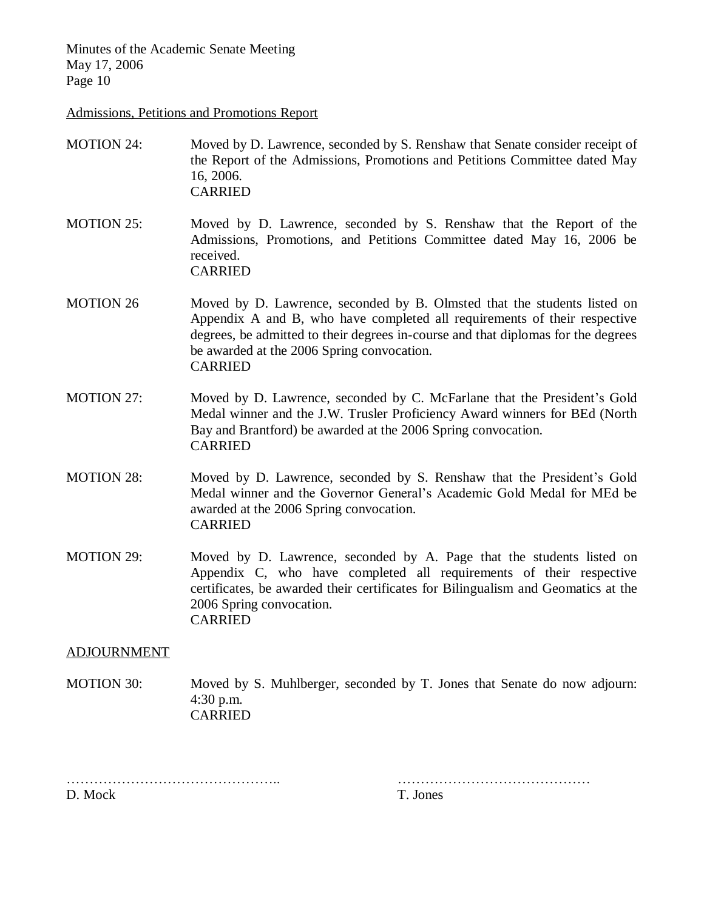Admissions, Petitions and Promotions Report

MOTION 24: Moved by D. Lawrence, seconded by S. Renshaw that Senate consider receipt of the Report of the Admissions, Promotions and Petitions Committee dated May 16, 2006.
CARRIED

MOTION 25: Moved by D. Lawrence, seconded by S. Renshaw that the Report of the Admissions, Promotions, and Petitions Committee dated May 16, 2006 be received.
CARRIED

MOTION 26 Moved by D. Lawrence, seconded by B. Olmsted that the students listed on Appendix A and B, who have completed all requirements of their respective degrees, be admitted to their degrees in-course and that diplomas for the degrees be awarded at the 2006 Spring convocation.
CARRIED

MOTION 27: Moved by D. Lawrence, seconded by C. McFarlane that the President's Gold Medal winner and the J.W. Trusler Proficiency Award winners for BEd (North Bay and Brantford) be awarded at the 2006 Spring convocation.
CARRIED

MOTION 28: Moved by D. Lawrence, seconded by S. Renshaw that the President's Gold Medal winner and the Governor General's Academic Gold Medal for MEd be awarded at the 2006 Spring convocation.
CARRIED

MOTION 29: Moved by D. Lawrence, seconded by A. Page that the students listed on Appendix C, who have completed all requirements of their respective certificates, be awarded their certificates for Bilingualism and Geomatics at the 2006 Spring convocation.
CARRIED

ADJOURNMENT

MOTION 30: Moved by S. Muhlberger, seconded by T. Jones that Senate do now adjourn: 4:30 p.m.
CARRIED

……………………………………….. ……………………………………
D. Mock T. Jones